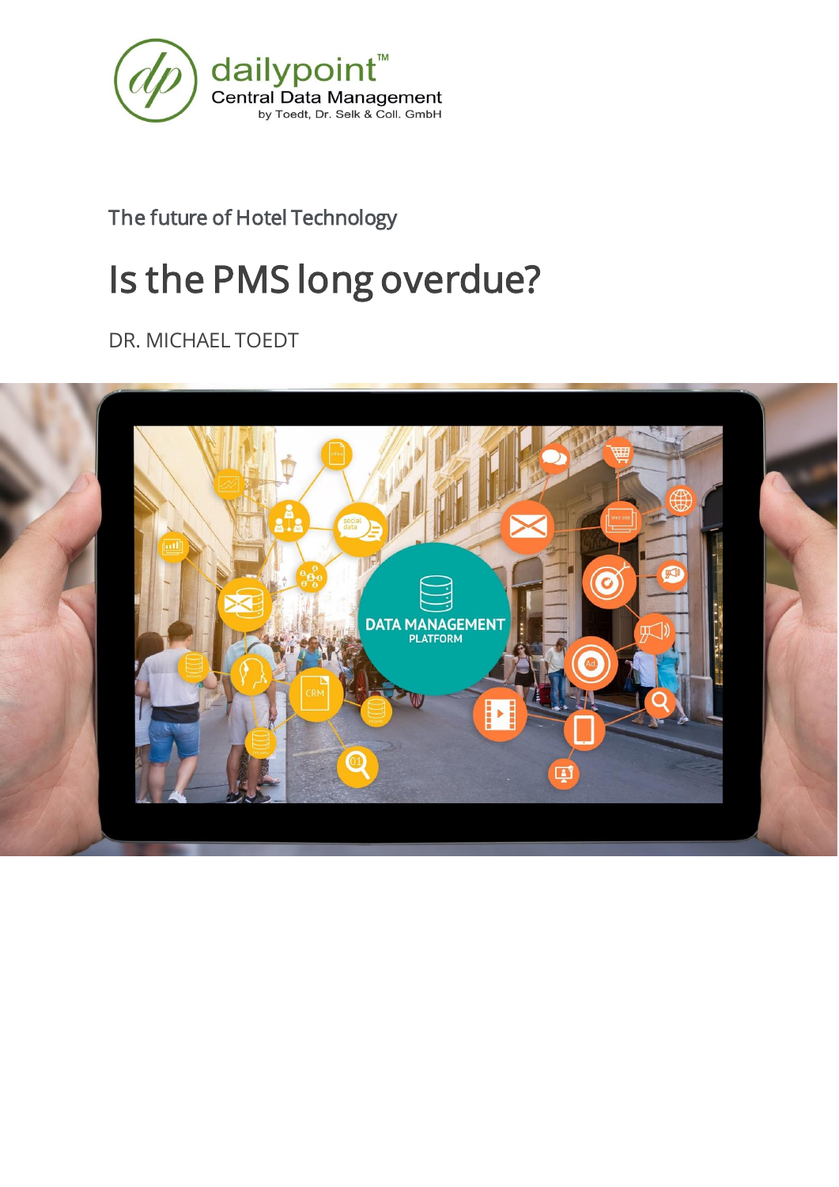dailypoint™
Central Data Management
by Toedt, Dr. Selk & Coll. GmbH

The future of Hotel Technology

# Is the PMS long overdue?

DR. MICHAEL TOEDT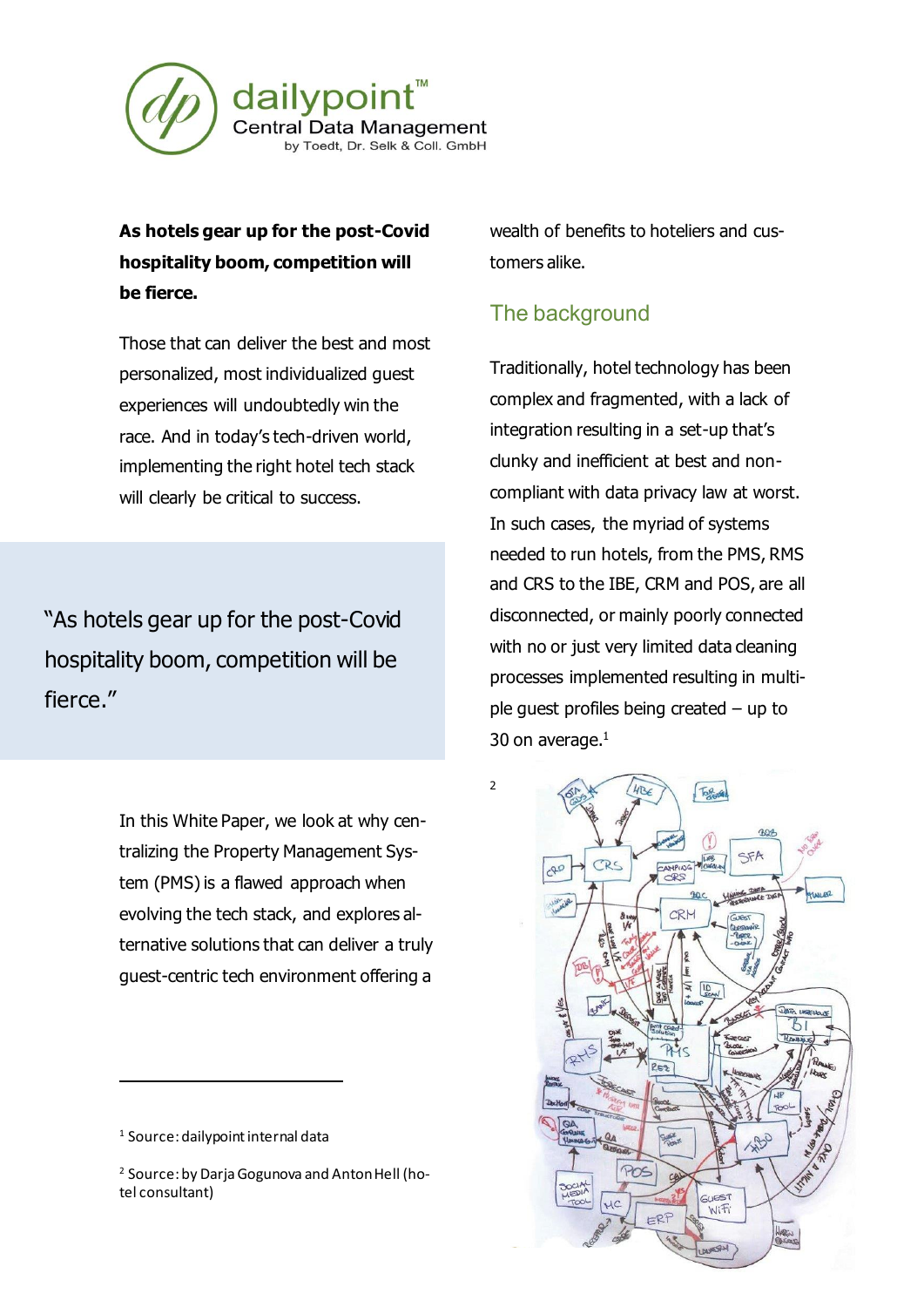**As hotels gear up for the post-Covid hospitality boom, competition will be fierce.**

Those that can deliver the best and most personalized, most individualized guest experiences will undoubtedly win the race. And in today's tech-driven world, implementing the right hotel tech stack will clearly be critical to success.

> "As hotels gear up for the post-Covid hospitality boom, competition will be fierce."

In this White Paper, we look at why centralizing the Property Management System (PMS) is a flawed approach when evolving the tech stack, and explores alternative solutions that can deliver a truly guest-centric tech environment offering a wealth of benefits to hoteliers and customers alike.

## The background

Traditionally, hotel technology has been complex and fragmented, with a lack of integration resulting in a set-up that's clunky and inefficient at best and non-compliant with data privacy law at worst. In such cases, the myriad of systems needed to run hotels, from the PMS, RMS and CRS to the IBE, CRM and POS, are all disconnected, or mainly poorly connected with no or just very limited data cleaning processes implemented resulting in multiple guest profiles being created – up to 30 on average.[1]

2

[1] Source: dailypoint internal data

[2] Source: by Darja Gogunova and Anton Hell (hotel consultant)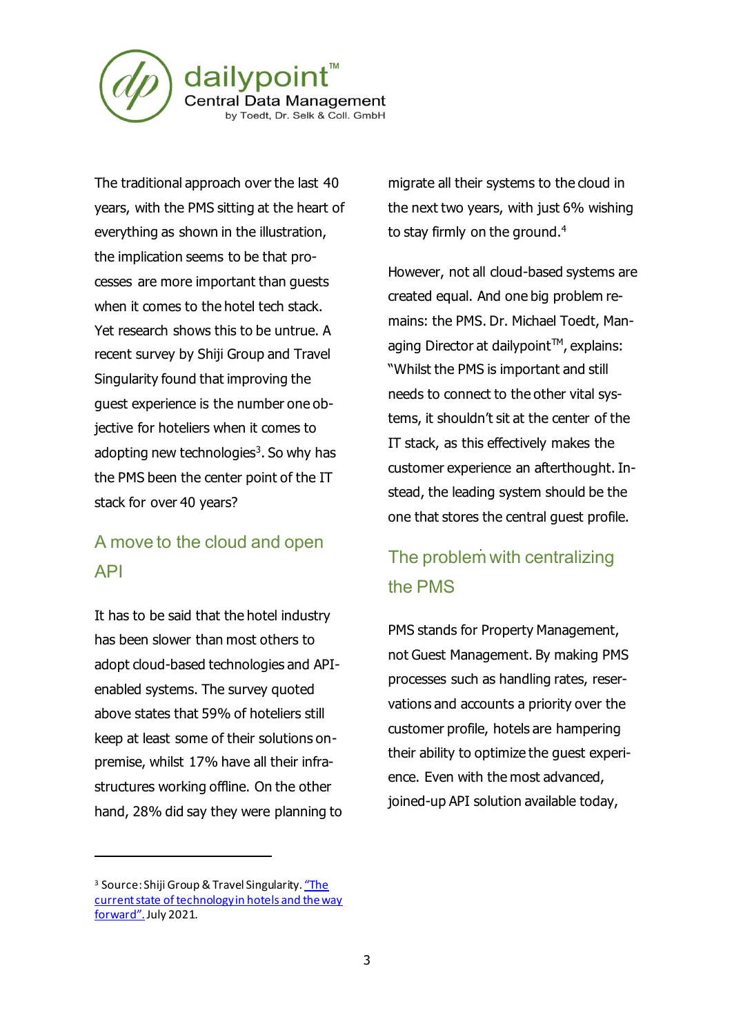The traditional approach over the last 40 years, with the PMS sitting at the heart of everything as shown in the illustration, the implication seems to be that processes are more important than guests when it comes to the hotel tech stack. Yet research shows this to be untrue. A recent survey by Shiji Group and Travel Singularity found that improving the guest experience is the number one objective for hoteliers when it comes to adopting new technologies[3]. So why has the PMS been the center point of the IT stack for over 40 years?

## A move to the cloud and open API

It has to be said that the hotel industry has been slower than most others to adopt cloud-based technologies and API-enabled systems. The survey quoted above states that 59% of hoteliers still keep at least some of their solutions on-premise, whilst 17% have all their infrastructures working offline. On the other hand, 28% did say they were planning to migrate all their systems to the cloud in the next two years, with just 6% wishing to stay firmly on the ground.[4]

However, not all cloud-based systems are created equal. And one big problem remains: the PMS. Dr. Michael Toedt, Managing Director at dailypoint™, explains: "Whilst the PMS is important and still needs to connect to the other vital systems, it shouldn't sit at the center of the IT stack, as this effectively makes the customer experience an afterthought. Instead, the leading system should be the one that stores the central guest profile.

## The problem with centralizing the PMS

PMS stands for Property Management, not Guest Management. By making PMS processes such as handling rates, reservations and accounts a priority over the customer profile, hotels are hampering their ability to optimize the guest experience. Even with the most advanced, joined-up API solution available today,

---

[3] Source: Shiji Group & Travel Singularity. "The current state of technology in hotels and the way forward". July 2021.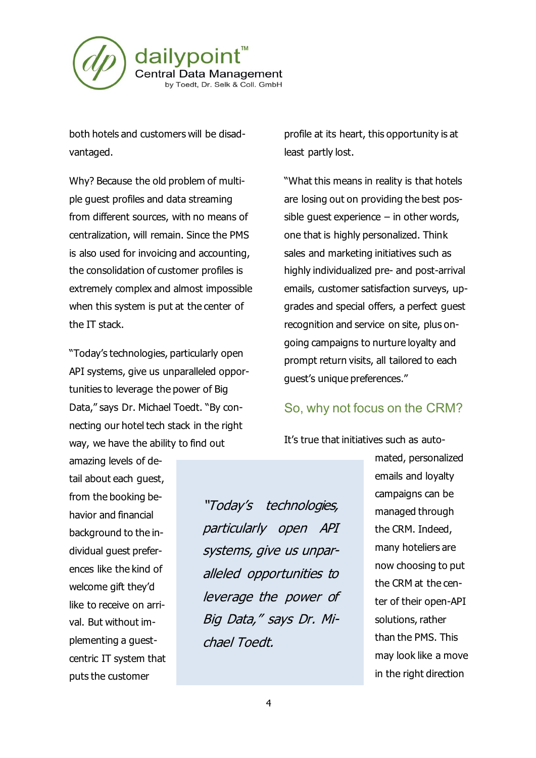both hotels and customers will be disadvantaged.

Why? Because the old problem of multiple guest profiles and data streaming from different sources, with no means of centralization, will remain. Since the PMS is also used for invoicing and accounting, the consolidation of customer profiles is extremely complex and almost impossible when this system is put at the center of the IT stack.

"Today's technologies, particularly open API systems, give us unparalleled opportunities to leverage the power of Big Data," says Dr. Michael Toedt. "By connecting our hotel tech stack in the right way, we have the ability to find out amazing levels of detail about each guest, from the booking behavior and financial background to the individual guest preferences like the kind of welcome gift they'd like to receive on arrival. But without implementing a guest-centric IT system that puts the customer profile at its heart, this opportunity is at least partly lost.

> *"Today's technologies, particularly open API systems, give us unparalleled opportunities to leverage the power of Big Data," says Dr. Michael Toedt.*

"What this means in reality is that hotels are losing out on providing the best possible guest experience – in other words, one that is highly personalized. Think sales and marketing initiatives such as highly individualized pre- and post-arrival emails, customer satisfaction surveys, upgrades and special offers, a perfect guest recognition and service on site, plus ongoing campaigns to nurture loyalty and prompt return visits, all tailored to each guest's unique preferences."

## So, why not focus on the CRM?

It's true that initiatives such as automated, personalized emails and loyalty campaigns can be managed through the CRM. Indeed, many hoteliers are now choosing to put the CRM at the center of their open-API solutions, rather than the PMS. This may look like a move in the right direction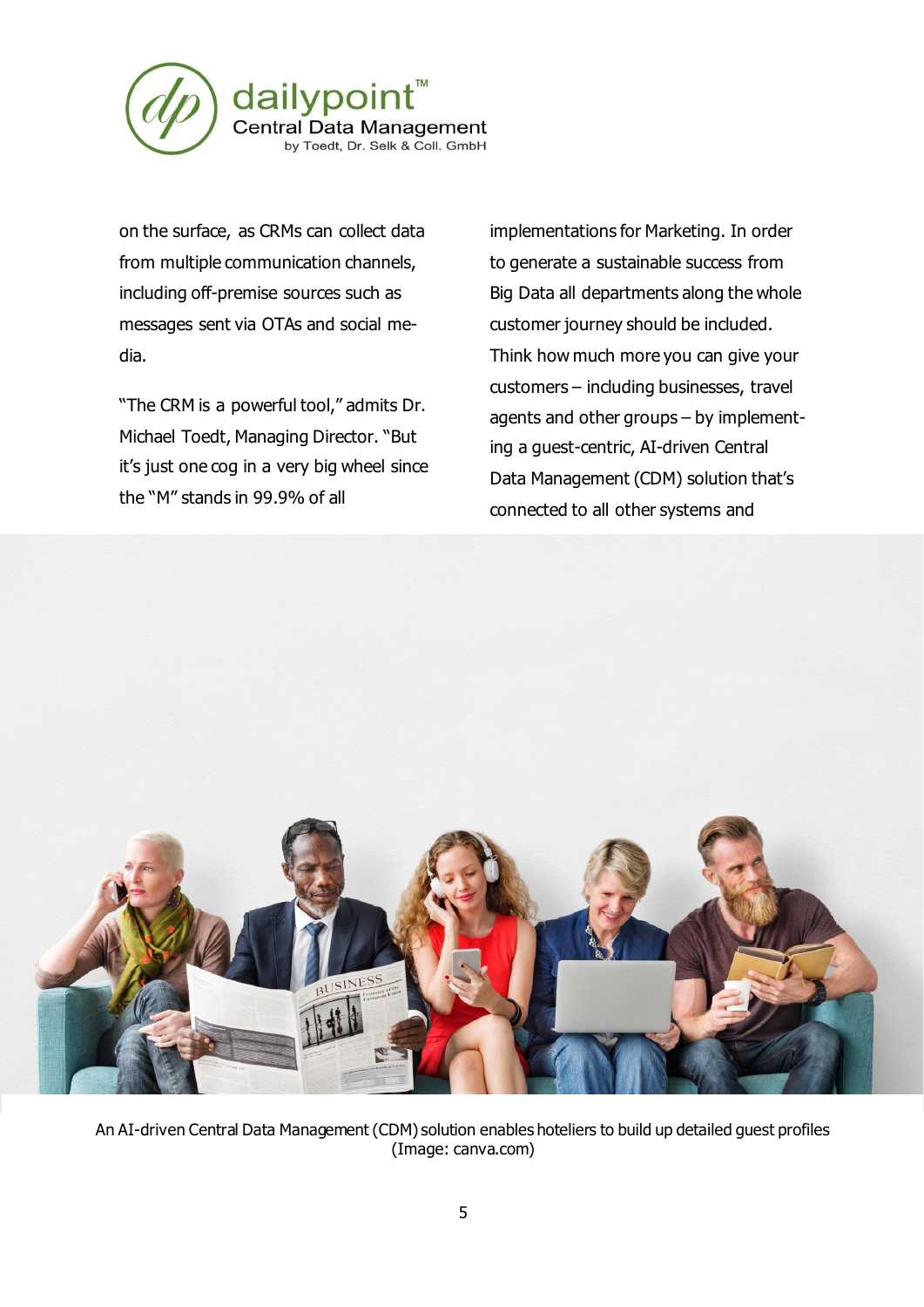on the surface, as CRMs can collect data from multiple communication channels, including off-premise sources such as messages sent via OTAs and social media.

"The CRM is a powerful tool," admits Dr. Michael Toedt, Managing Director. "But it's just one cog in a very big wheel since the "M" stands in 99.9% of all implementations for Marketing. In order to generate a sustainable success from Big Data all departments along the whole customer journey should be included. Think how much more you can give your customers – including businesses, travel agents and other groups – by implementing a guest-centric, AI-driven Central Data Management (CDM) solution that's connected to all other systems and

An AI-driven Central Data Management (CDM) solution enables hoteliers to build up detailed guest profiles (Image: canva.com)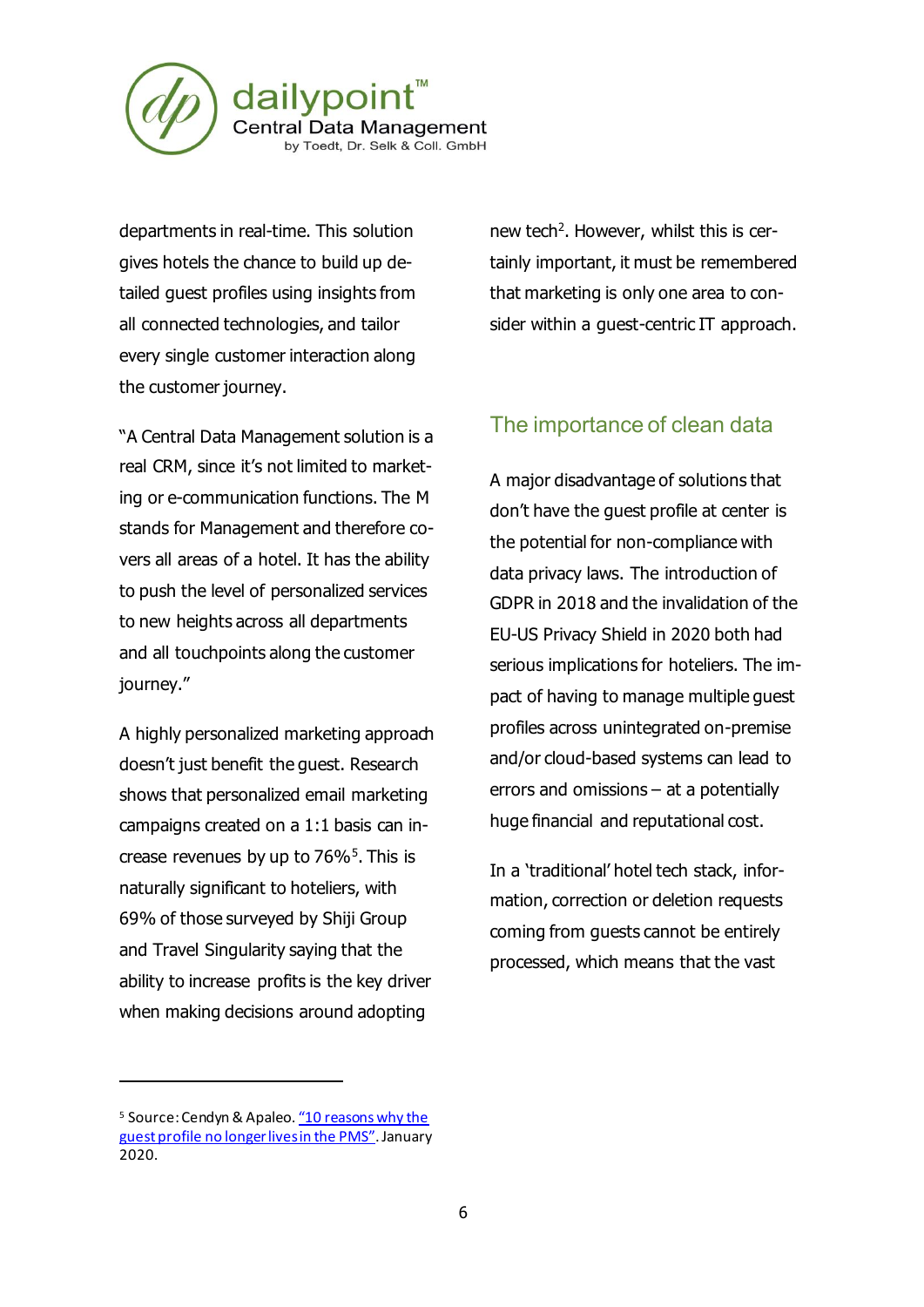departments in real-time. This solution gives hotels the chance to build up detailed guest profiles using insights from all connected technologies, and tailor every single customer interaction along the customer journey.

"A Central Data Management solution is a real CRM, since it's not limited to marketing or e-communication functions. The M stands for Management and therefore covers all areas of a hotel. It has the ability to push the level of personalized services to new heights across all departments and all touchpoints along the customer journey."

A highly personalized marketing approach doesn't just benefit the guest. Research shows that personalized email marketing campaigns created on a 1:1 basis can increase revenues by up to 76%[5]. This is naturally significant to hoteliers, with 69% of those surveyed by Shiji Group and Travel Singularity saying that the ability to increase profits is the key driver when making decisions around adopting new tech[2]. However, whilst this is certainly important, it must be remembered that marketing is only one area to consider within a guest-centric IT approach.

## The importance of clean data

A major disadvantage of solutions that don't have the guest profile at center is the potential for non-compliance with data privacy laws. The introduction of GDPR in 2018 and the invalidation of the EU-US Privacy Shield in 2020 both had serious implications for hoteliers. The impact of having to manage multiple guest profiles across unintegrated on-premise and/or cloud-based systems can lead to errors and omissions – at a potentially huge financial and reputational cost.

In a 'traditional' hotel tech stack, information, correction or deletion requests coming from guests cannot be entirely processed, which means that the vast

---

[5] Source: Cendyn & Apaleo. "10 reasons why the guest profile no longer lives in the PMS". January 2020.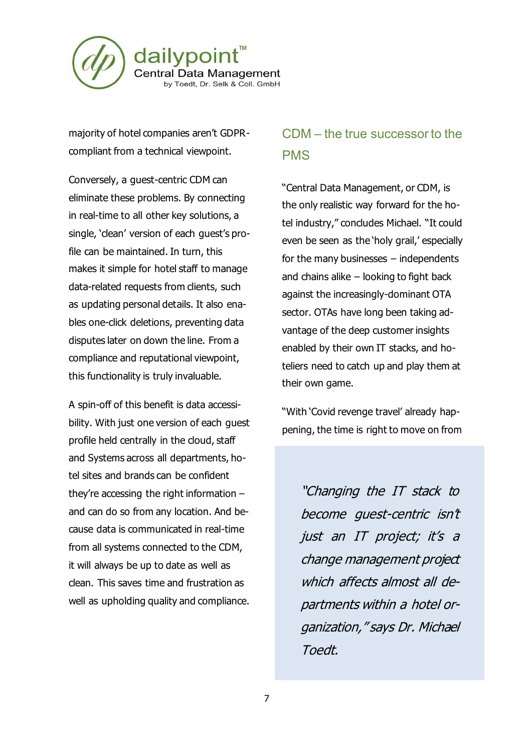majority of hotel companies aren't GDPR-compliant from a technical viewpoint.

Conversely, a guest-centric CDM can eliminate these problems. By connecting in real-time to all other key solutions, a single, 'clean' version of each guest's profile can be maintained. In turn, this makes it simple for hotel staff to manage data-related requests from clients, such as updating personal details. It also enables one-click deletions, preventing data disputes later on down the line. From a compliance and reputational viewpoint, this functionality is truly invaluable.

A spin-off of this benefit is data accessibility. With just one version of each guest profile held centrally in the cloud, staff and Systems across all departments, hotel sites and brands can be confident they're accessing the right information – and can do so from any location. And because data is communicated in real-time from all systems connected to the CDM, it will always be up to date as well as clean. This saves time and frustration as well as upholding quality and compliance.

## CDM – the true successor to the PMS

"Central Data Management, or CDM, is the only realistic way forward for the hotel industry," concludes Michael. "It could even be seen as the 'holy grail,' especially for the many businesses – independents and chains alike – looking to fight back against the increasingly-dominant OTA sector. OTAs have long been taking advantage of the deep customer insights enabled by their own IT stacks, and hoteliers need to catch up and play them at their own game.

"With 'Covid revenge travel' already happening, the time is right to move on from

> *"Changing the IT stack to become guest-centric isn't just an IT project; it's a change management project which affects almost all departments within a hotel organization," says Dr. Michael Toedt.*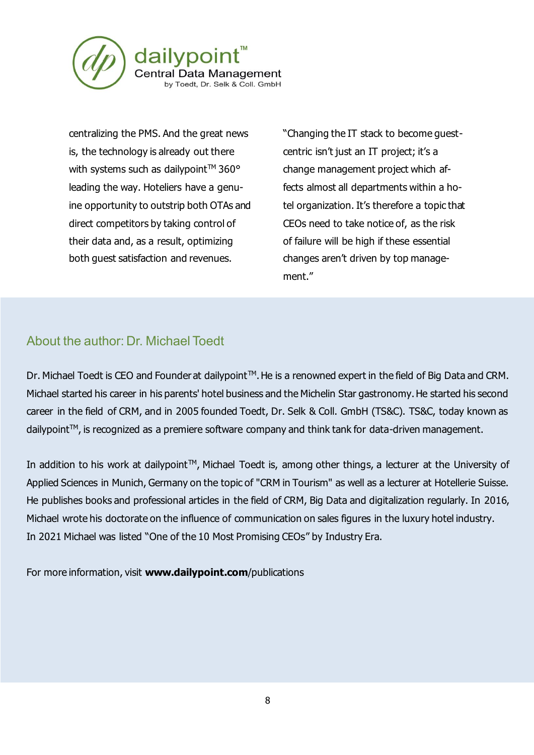centralizing the PMS. And the great news is, the technology is already out there with systems such as dailypoint™ 360° leading the way. Hoteliers have a genuine opportunity to outstrip both OTAs and direct competitors by taking control of their data and, as a result, optimizing both guest satisfaction and revenues.

"Changing the IT stack to become guest-centric isn't just an IT project; it's a change management project which affects almost all departments within a hotel organization. It's therefore a topic that CEOs need to take notice of, as the risk of failure will be high if these essential changes aren't driven by top management."

## About the author: Dr. Michael Toedt

Dr. Michael Toedt is CEO and Founder at dailypoint™. He is a renowned expert in the field of Big Data and CRM. Michael started his career in his parents' hotel business and the Michelin Star gastronomy. He started his second career in the field of CRM, and in 2005 founded Toedt, Dr. Selk & Coll. GmbH (TS&C). TS&C, today known as dailypoint™, is recognized as a premiere software company and think tank for data-driven management.

In addition to his work at dailypoint™, Michael Toedt is, among other things, a lecturer at the University of Applied Sciences in Munich, Germany on the topic of "CRM in Tourism" as well as a lecturer at Hotellerie Suisse. He publishes books and professional articles in the field of CRM, Big Data and digitalization regularly. In 2016, Michael wrote his doctorate on the influence of communication on sales figures in the luxury hotel industry. In 2021 Michael was listed "One of the 10 Most Promising CEOs" by Industry Era.

For more information, visit **www.dailypoint.com**/publications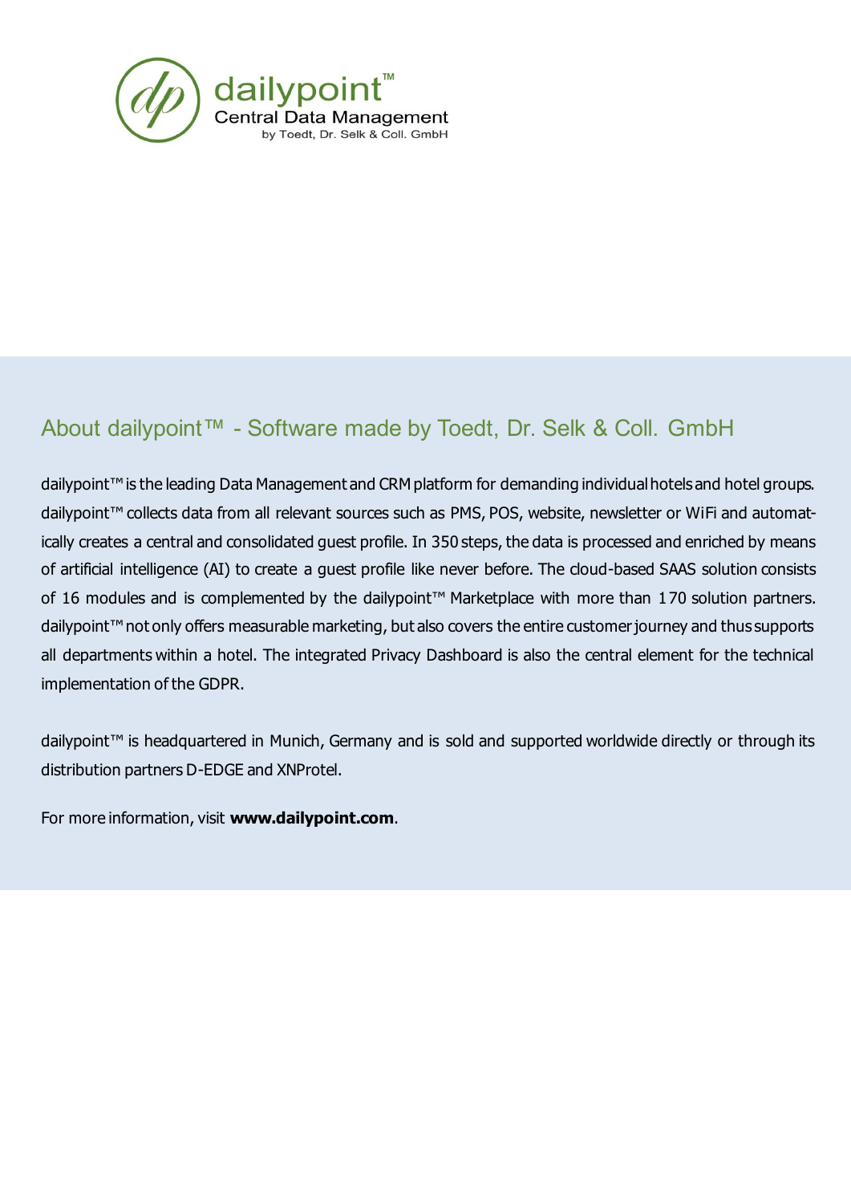dailypoint™
Central Data Management
by Toedt, Dr. Selk & Coll. GmbH

## About dailypoint™ - Software made by Toedt, Dr. Selk & Coll. GmbH

dailypoint™ is the leading Data Management and CRM platform for demanding individual hotels and hotel groups. dailypoint™ collects data from all relevant sources such as PMS, POS, website, newsletter or WiFi and automatically creates a central and consolidated guest profile. In 350 steps, the data is processed and enriched by means of artificial intelligence (AI) to create a guest profile like never before. The cloud-based SAAS solution consists of 16 modules and is complemented by the dailypoint™ Marketplace with more than 170 solution partners. dailypoint™ not only offers measurable marketing, but also covers the entire customer journey and thus supports all departments within a hotel. The integrated Privacy Dashboard is also the central element for the technical implementation of the GDPR.

dailypoint™ is headquartered in Munich, Germany and is sold and supported worldwide directly or through its distribution partners D-EDGE and XNProtel.

For more information, visit **www.dailypoint.com**.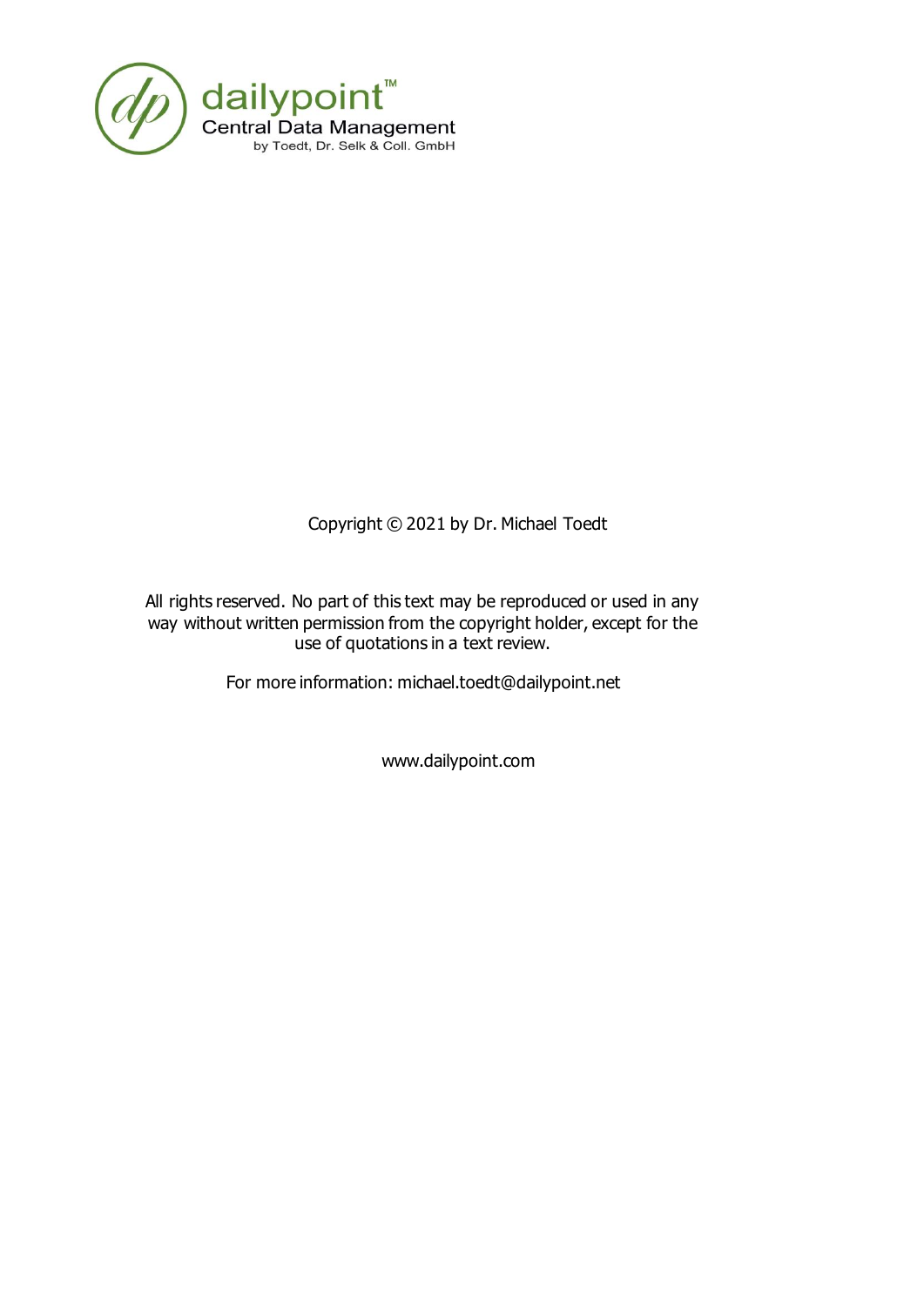dailypoint™

Central Data Management

by Toedt, Dr. Selk & Coll. GmbH

Copyright © 2021 by Dr. Michael Toedt

All rights reserved. No part of this text may be reproduced or used in any way without written permission from the copyright holder, except for the use of quotations in a text review.

For more information: michael.toedt@dailypoint.net

www.dailypoint.com